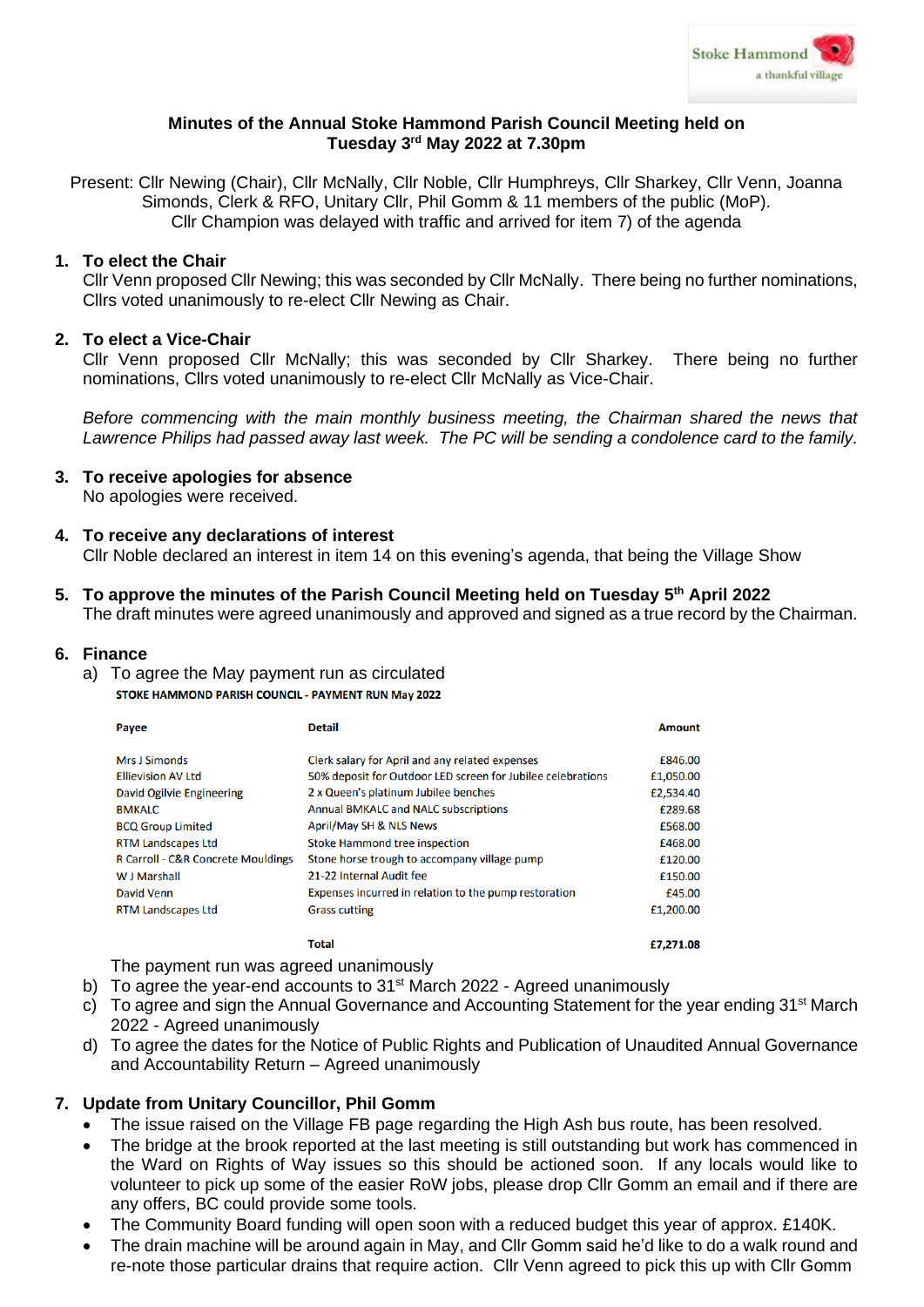Stoke Hammond
a thankful village

# Minutes of the Annual Stoke Hammond Parish Council Meeting held on Tuesday 3rd May 2022 at 7.30pm

Present: Cllr Newing (Chair), Cllr McNally, Cllr Noble, Cllr Humphreys, Cllr Sharkey, Cllr Venn, Joanna Simonds, Clerk & RFO, Unitary Cllr, Phil Gomm & 11 members of the public (MoP). Cllr Champion was delayed with traffic and arrived for item 7) of the agenda

1. **To elect the Chair**
   Cllr Venn proposed Cllr Newing; this was seconded by Cllr McNally. There being no further nominations, Cllrs voted unanimously to re-elect Cllr Newing as Chair.

2. **To elect a Vice-Chair**
   Cllr Venn proposed Cllr McNally; this was seconded by Cllr Sharkey. There being no further nominations, Cllrs voted unanimously to re-elect Cllr McNally as Vice-Chair.

   *Before commencing with the main monthly business meeting, the Chairman shared the news that Lawrence Philips had passed away last week. The PC will be sending a condolence card to the family.*

3. **To receive apologies for absence**
   No apologies were received.

4. **To receive any declarations of interest**
   Cllr Noble declared an interest in item 14 on this evening's agenda, that being the Village Show

5. **To approve the minutes of the Parish Council Meeting held on Tuesday 5th April 2022**
   The draft minutes were agreed unanimously and approved and signed as a true record by the Chairman.

6. **Finance**
   a) To agree the May payment run as circulated

   **STOKE HAMMOND PARISH COUNCIL - PAYMENT RUN May 2022**

   | Payee | Detail | Amount |
   |---|---|---|
   | Mrs J Simonds | Clerk salary for April and any related expenses | £846.00 |
   | Ellievision AV Ltd | 50% deposit for Outdoor LED screen for Jubilee celebrations | £1,050.00 |
   | David Ogilvie Engineering | 2 x Queen's platinum Jubilee benches | £2,534.40 |
   | BMKALC | Annual BMKALC and NALC subscriptions | £289.68 |
   | BCQ Group Limited | April/May SH & NLS News | £568.00 |
   | RTM Landscapes Ltd | Stoke Hammond tree inspection | £468.00 |
   | R Carroll - C&R Concrete Mouldings | Stone horse trough to accompany village pump | £120.00 |
   | W J Marshall | 21-22 Internal Audit fee | £150.00 |
   | David Venn | Expenses incurred in relation to the pump restoration | £45.00 |
   | RTM Landscapes Ltd | Grass cutting | £1,200.00 |
   | | **Total** | **£7,271.08** |

   The payment run was agreed unanimously

   b) To agree the year-end accounts to 31st March 2022 - Agreed unanimously
   c) To agree and sign the Annual Governance and Accounting Statement for the year ending 31st March 2022 - Agreed unanimously
   d) To agree the dates for the Notice of Public Rights and Publication of Unaudited Annual Governance and Accountability Return – Agreed unanimously

7. **Update from Unitary Councillor, Phil Gomm**
   - The issue raised on the Village FB page regarding the High Ash bus route, has been resolved.
   - The bridge at the brook reported at the last meeting is still outstanding but work has commenced in the Ward on Rights of Way issues so this should be actioned soon. If any locals would like to volunteer to pick up some of the easier RoW jobs, please drop Cllr Gomm an email and if there are any offers, BC could provide some tools.
   - The Community Board funding will open soon with a reduced budget this year of approx. £140K.
   - The drain machine will be around again in May, and Cllr Gomm said he'd like to do a walk round and re-note those particular drains that require action. Cllr Venn agreed to pick this up with Cllr Gomm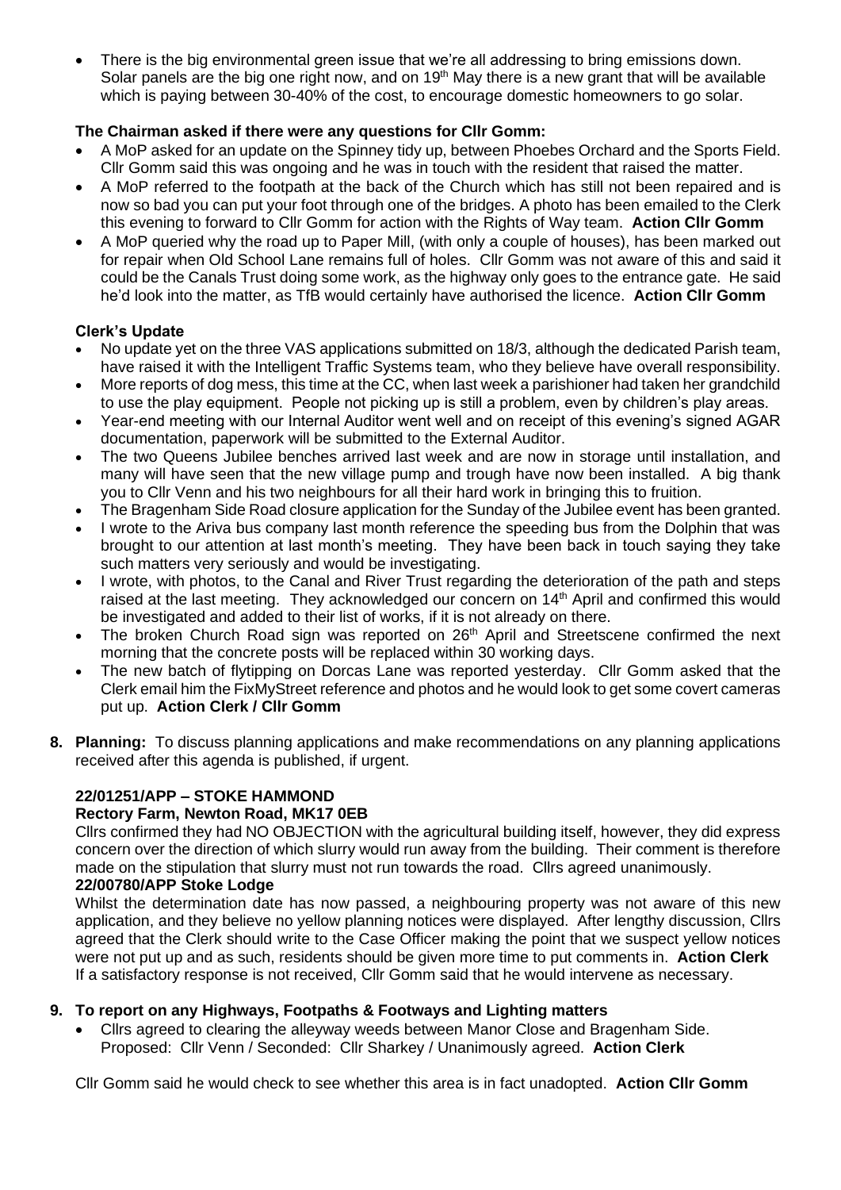- There is the big environmental green issue that we're all addressing to bring emissions down. Solar panels are the big one right now, and on 19th May there is a new grant that will be available which is paying between 30-40% of the cost, to encourage domestic homeowners to go solar.

**The Chairman asked if there were any questions for Cllr Gomm:**

- A MoP asked for an update on the Spinney tidy up, between Phoebes Orchard and the Sports Field. Cllr Gomm said this was ongoing and he was in touch with the resident that raised the matter.
- A MoP referred to the footpath at the back of the Church which has still not been repaired and is now so bad you can put your foot through one of the bridges. A photo has been emailed to the Clerk this evening to forward to Cllr Gomm for action with the Rights of Way team. **Action Cllr Gomm**
- A MoP queried why the road up to Paper Mill, (with only a couple of houses), has been marked out for repair when Old School Lane remains full of holes. Cllr Gomm was not aware of this and said it could be the Canals Trust doing some work, as the highway only goes to the entrance gate. He said he'd look into the matter, as TfB would certainly have authorised the licence. **Action Cllr Gomm**

**Clerk's Update**

- No update yet on the three VAS applications submitted on 18/3, although the dedicated Parish team, have raised it with the Intelligent Traffic Systems team, who they believe have overall responsibility.
- More reports of dog mess, this time at the CC, when last week a parishioner had taken her grandchild to use the play equipment. People not picking up is still a problem, even by children's play areas.
- Year-end meeting with our Internal Auditor went well and on receipt of this evening's signed AGAR documentation, paperwork will be submitted to the External Auditor.
- The two Queens Jubilee benches arrived last week and are now in storage until installation, and many will have seen that the new village pump and trough have now been installed. A big thank you to Cllr Venn and his two neighbours for all their hard work in bringing this to fruition.
- The Bragenham Side Road closure application for the Sunday of the Jubilee event has been granted.
- I wrote to the Ariva bus company last month reference the speeding bus from the Dolphin that was brought to our attention at last month's meeting. They have been back in touch saying they take such matters very seriously and would be investigating.
- I wrote, with photos, to the Canal and River Trust regarding the deterioration of the path and steps raised at the last meeting. They acknowledged our concern on 14th April and confirmed this would be investigated and added to their list of works, if it is not already on there.
- The broken Church Road sign was reported on 26th April and Streetscene confirmed the next morning that the concrete posts will be replaced within 30 working days.
- The new batch of flytipping on Dorcas Lane was reported yesterday. Cllr Gomm asked that the Clerk email him the FixMyStreet reference and photos and he would look to get some covert cameras put up. **Action Clerk / Cllr Gomm**

**8. Planning:** To discuss planning applications and make recommendations on any planning applications received after this agenda is published, if urgent.

**22/01251/APP – STOKE HAMMOND**
**Rectory Farm, Newton Road, MK17 0EB**

Cllrs confirmed they had NO OBJECTION with the agricultural building itself, however, they did express concern over the direction of which slurry would run away from the building. Their comment is therefore made on the stipulation that slurry must not run towards the road. Cllrs agreed unanimously.

**22/00780/APP Stoke Lodge**

Whilst the determination date has now passed, a neighbouring property was not aware of this new application, and they believe no yellow planning notices were displayed. After lengthy discussion, Cllrs agreed that the Clerk should write to the Case Officer making the point that we suspect yellow notices were not put up and as such, residents should be given more time to put comments in. **Action Clerk**
If a satisfactory response is not received, Cllr Gomm said that he would intervene as necessary.

**9. To report on any Highways, Footpaths & Footways and Lighting matters**

- Cllrs agreed to clearing the alleyway weeds between Manor Close and Bragenham Side.
  Proposed: Cllr Venn / Seconded: Cllr Sharkey / Unanimously agreed. **Action Clerk**

Cllr Gomm said he would check to see whether this area is in fact unadopted. **Action Cllr Gomm**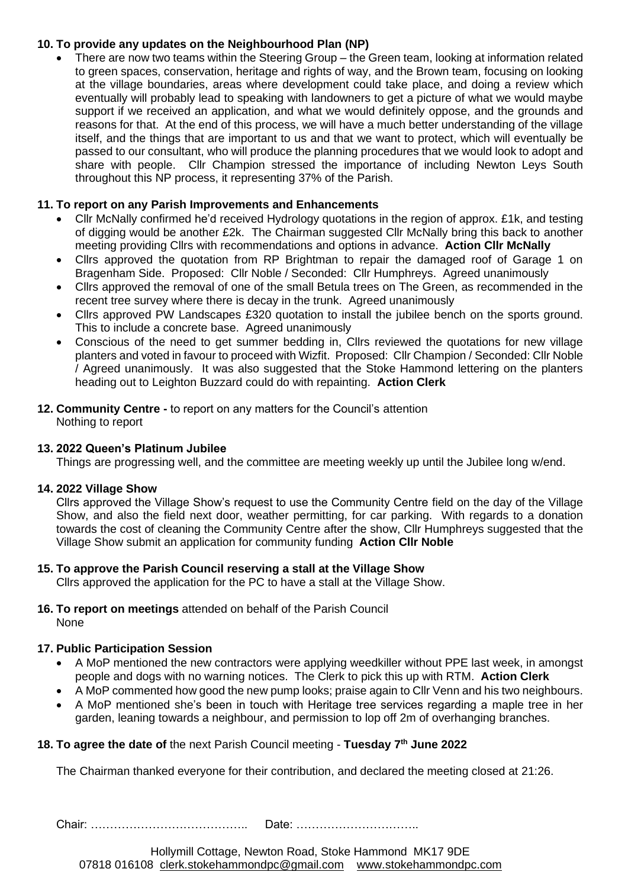**10. To provide any updates on the Neighbourhood Plan (NP)**

- There are now two teams within the Steering Group – the Green team, looking at information related to green spaces, conservation, heritage and rights of way, and the Brown team, focusing on looking at the village boundaries, areas where development could take place, and doing a review which eventually will probably lead to speaking with landowners to get a picture of what we would maybe support if we received an application, and what we would definitely oppose, and the grounds and reasons for that. At the end of this process, we will have a much better understanding of the village itself, and the things that are important to us and that we want to protect, which will eventually be passed to our consultant, who will produce the planning procedures that we would look to adopt and share with people. Cllr Champion stressed the importance of including Newton Leys South throughout this NP process, it representing 37% of the Parish.

**11. To report on any Parish Improvements and Enhancements**

- Cllr McNally confirmed he'd received Hydrology quotations in the region of approx. £1k, and testing of digging would be another £2k. The Chairman suggested Cllr McNally bring this back to another meeting providing Cllrs with recommendations and options in advance. **Action Cllr McNally**
- Cllrs approved the quotation from RP Brightman to repair the damaged roof of Garage 1 on Bragenham Side. Proposed: Cllr Noble / Seconded: Cllr Humphreys. Agreed unanimously
- Cllrs approved the removal of one of the small Betula trees on The Green, as recommended in the recent tree survey where there is decay in the trunk. Agreed unanimously
- Cllrs approved PW Landscapes £320 quotation to install the jubilee bench on the sports ground. This to include a concrete base. Agreed unanimously
- Conscious of the need to get summer bedding in, Cllrs reviewed the quotations for new village planters and voted in favour to proceed with Wizfit. Proposed: Cllr Champion / Seconded: Cllr Noble / Agreed unanimously. It was also suggested that the Stoke Hammond lettering on the planters heading out to Leighton Buzzard could do with repainting. **Action Clerk**

**12. Community Centre -** to report on any matters for the Council's attention

Nothing to report

**13. 2022 Queen's Platinum Jubilee**

Things are progressing well, and the committee are meeting weekly up until the Jubilee long w/end.

**14. 2022 Village Show**

Cllrs approved the Village Show's request to use the Community Centre field on the day of the Village Show, and also the field next door, weather permitting, for car parking. With regards to a donation towards the cost of cleaning the Community Centre after the show, Cllr Humphreys suggested that the Village Show submit an application for community funding **Action Cllr Noble**

**15. To approve the Parish Council reserving a stall at the Village Show**

Cllrs approved the application for the PC to have a stall at the Village Show.

**16. To report on meetings** attended on behalf of the Parish Council

None

**17. Public Participation Session**

- A MoP mentioned the new contractors were applying weedkiller without PPE last week, in amongst people and dogs with no warning notices. The Clerk to pick this up with RTM. **Action Clerk**
- A MoP commented how good the new pump looks; praise again to Cllr Venn and his two neighbours.
- A MoP mentioned she's been in touch with Heritage tree services regarding a maple tree in her garden, leaning towards a neighbour, and permission to lop off 2m of overhanging branches.

**18. To agree the date of** the next Parish Council meeting - **Tuesday 7th June 2022**

The Chairman thanked everyone for their contribution, and declared the meeting closed at 21:26.

Chair: ………………………………….. Date: …………………………..

Hollymill Cottage, Newton Road, Stoke Hammond MK17 9DE
07818 016108 clerk.stokehammondpc@gmail.com www.stokehammondpc.com